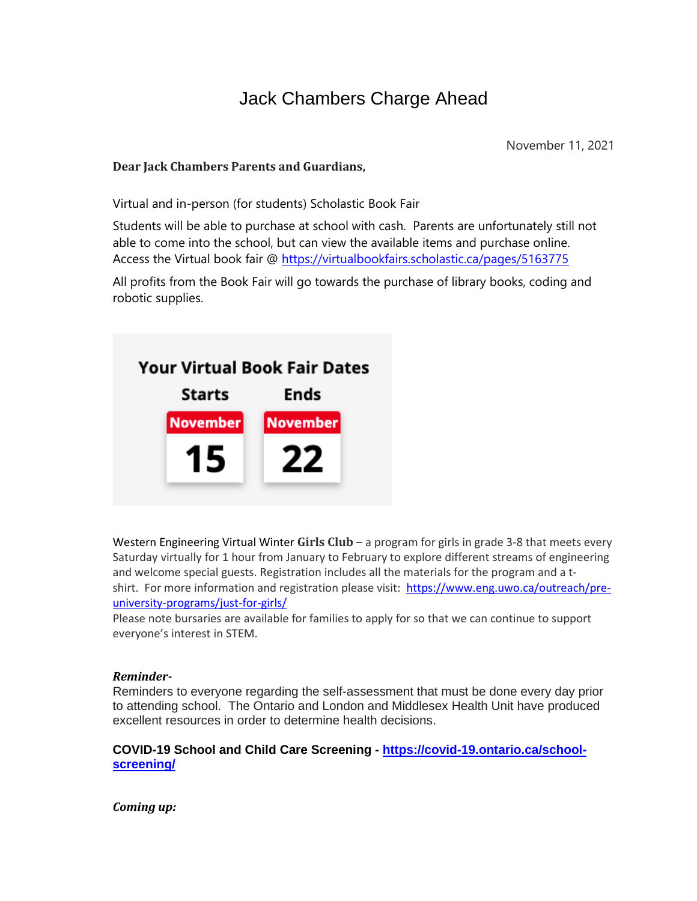# Jack Chambers Charge Ahead

November 11, 2021

**Dear Jack Chambers Parents and Guardians,**

Virtual and in-person (for students) Scholastic Book Fair

Students will be able to purchase at school with cash. Parents are unfortunately still not able to come into the school, but can view the available items and purchase online. Access the Virtual book fair @ https://virtualbookfairs.scholastic.ca/pages/5163775

All profits from the Book Fair will go towards the purchase of library books, coding and robotic supplies.

**Your Virtual Book Fair Dates**

| Starts | Ends |
| --- | --- |
| November 15 | November 22 |

Western Engineering Virtual Winter **Girls Club** – a program for girls in grade 3-8 that meets every Saturday virtually for 1 hour from January to February to explore different streams of engineering and welcome special guests. Registration includes all the materials for the program and a t-shirt. For more information and registration please visit: https://www.eng.uwo.ca/outreach/pre-university-programs/just-for-girls/

Please note bursaries are available for families to apply for so that we can continue to support everyone's interest in STEM.

***Reminder-***

Reminders to everyone regarding the self-assessment that must be done every day prior to attending school. The Ontario and London and Middlesex Health Unit have produced excellent resources in order to determine health decisions.

**COVID-19 School and Child Care Screening - https://covid-19.ontario.ca/school-screening/**

***Coming up:***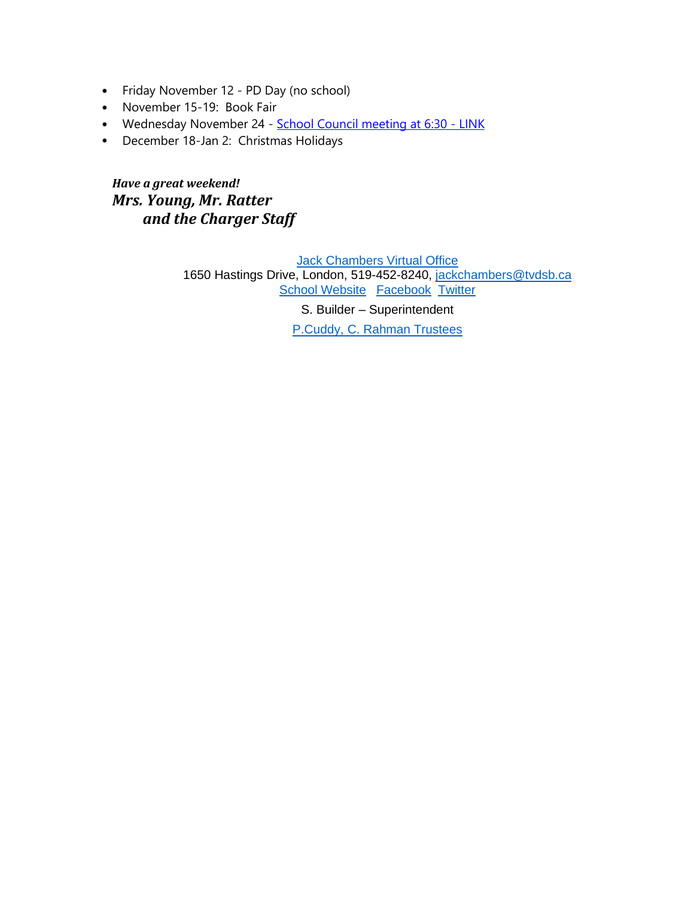- Friday November 12 - PD Day (no school)
- November 15-19:  Book Fair
- Wednesday November 24 - School Council meeting at 6:30 - LINK
- December 18-Jan 2:  Christmas Holidays

***Have a great weekend!***
***Mrs. Young, Mr. Ratter***
***and the Charger Staff***

Jack Chambers Virtual Office
1650 Hastings Drive, London, 519-452-8240, jackchambers@tvdsb.ca
School Website   Facebook  Twitter

S. Builder – Superintendent

P.Cuddy, C. Rahman Trustees